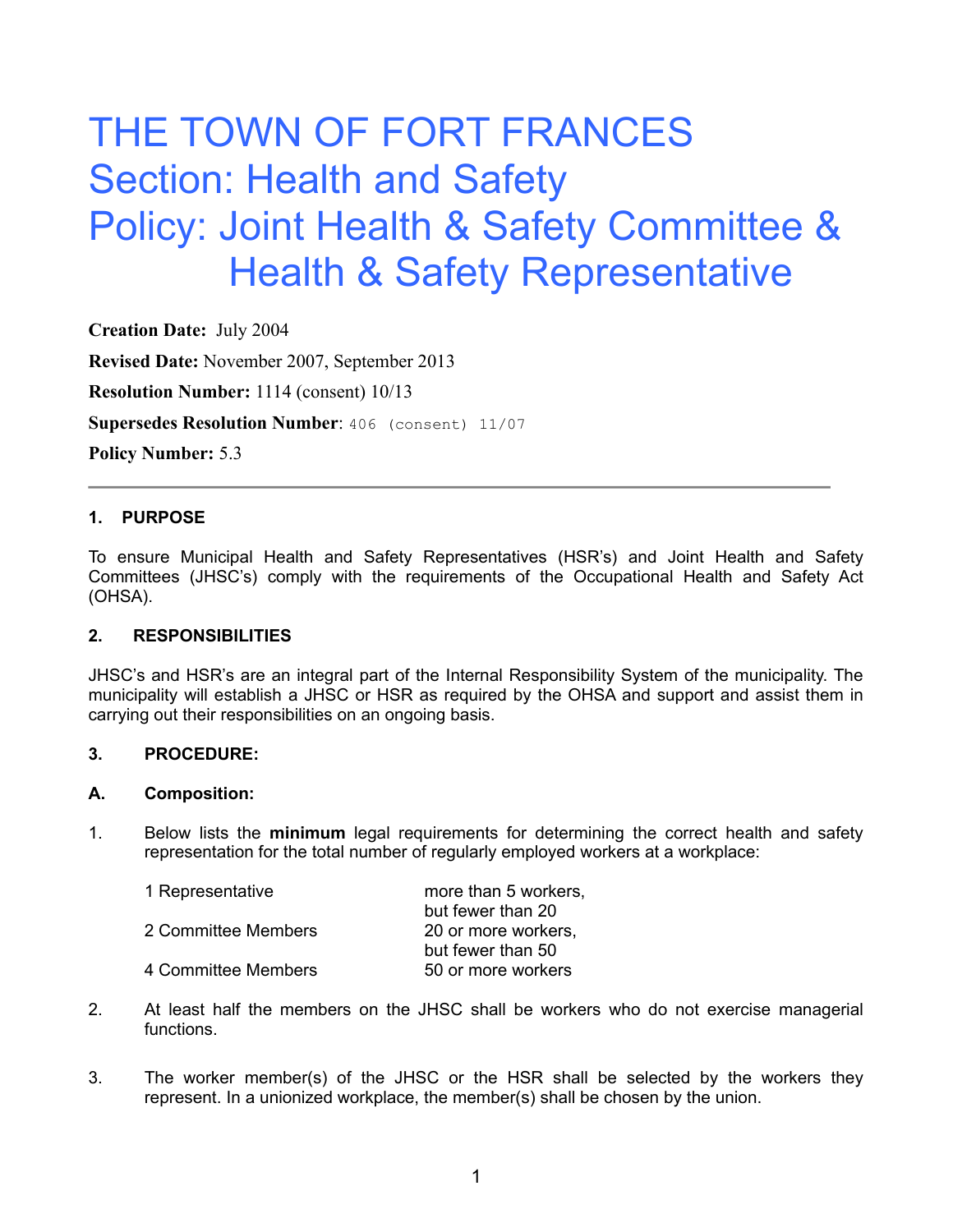# THE TOWN OF FORT FRANCES
## Section: Health and Safety
## Policy: Joint Health & Safety Committee & Health & Safety Representative

**Creation Date:** July 2004

**Revised Date:** November 2007, September 2013

**Resolution Number:** 1114 (consent) 10/13

**Supersedes Resolution Number**: 406 (consent) 11/07

**Policy Number:** 5.3

---

### 1. PURPOSE

To ensure Municipal Health and Safety Representatives (HSR's) and Joint Health and Safety Committees (JHSC's) comply with the requirements of the Occupational Health and Safety Act (OHSA).

### 2. RESPONSIBILITIES

JHSC's and HSR's are an integral part of the Internal Responsibility System of the municipality. The municipality will establish a JHSC or HSR as required by the OHSA and support and assist them in carrying out their responsibilities on an ongoing basis.

### 3. PROCEDURE:

### A. Composition:

1. Below lists the **minimum** legal requirements for determining the correct health and safety representation for the total number of regularly employed workers at a workplace:

| | |
|---|---|
| 1 Representative | more than 5 workers, but fewer than 20 |
| 2 Committee Members | 20 or more workers, but fewer than 50 |
| 4 Committee Members | 50 or more workers |

2. At least half the members on the JHSC shall be workers who do not exercise managerial functions.

3. The worker member(s) of the JHSC or the HSR shall be selected by the workers they represent. In a unionized workplace, the member(s) shall be chosen by the union.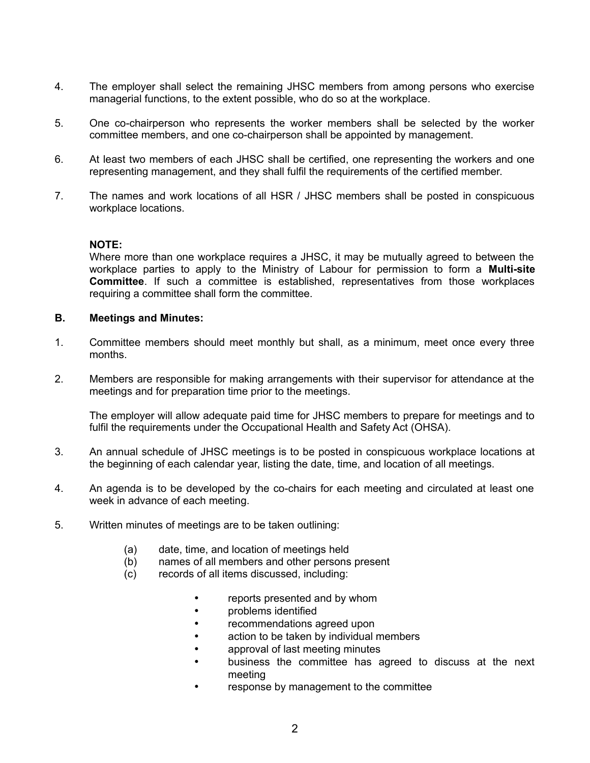4. The employer shall select the remaining JHSC members from among persons who exercise managerial functions, to the extent possible, who do so at the workplace.

5. One co-chairperson who represents the worker members shall be selected by the worker committee members, and one co-chairperson shall be appointed by management.

6. At least two members of each JHSC shall be certified, one representing the workers and one representing management, and they shall fulfil the requirements of the certified member.

7. The names and work locations of all HSR / JHSC members shall be posted in conspicuous workplace locations.

**NOTE:**
Where more than one workplace requires a JHSC, it may be mutually agreed to between the workplace parties to apply to the Ministry of Labour for permission to form a **Multi-site Committee**. If such a committee is established, representatives from those workplaces requiring a committee shall form the committee.

**B. Meetings and Minutes:**

1. Committee members should meet monthly but shall, as a minimum, meet once every three months.

2. Members are responsible for making arrangements with their supervisor for attendance at the meetings and for preparation time prior to the meetings.

   The employer will allow adequate paid time for JHSC members to prepare for meetings and to fulfil the requirements under the Occupational Health and Safety Act (OHSA).

3. An annual schedule of JHSC meetings is to be posted in conspicuous workplace locations at the beginning of each calendar year, listing the date, time, and location of all meetings.

4. An agenda is to be developed by the co-chairs for each meeting and circulated at least one week in advance of each meeting.

5. Written minutes of meetings are to be taken outlining:

   (a) date, time, and location of meetings held
   (b) names of all members and other persons present
   (c) records of all items discussed, including:

   - reports presented and by whom
   - problems identified
   - recommendations agreed upon
   - action to be taken by individual members
   - approval of last meeting minutes
   - business the committee has agreed to discuss at the next meeting
   - response by management to the committee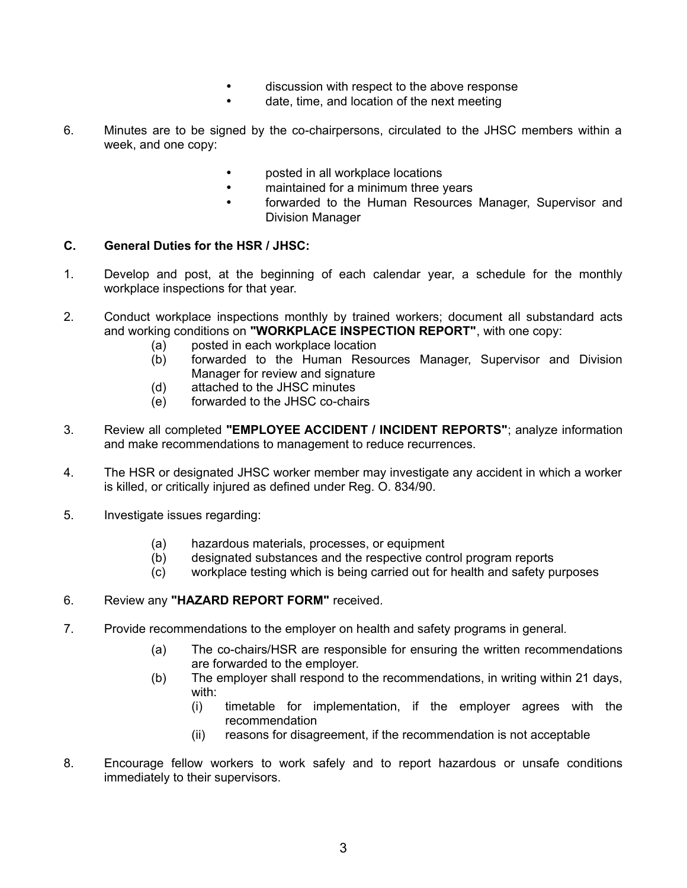- discussion with respect to the above response
- date, time, and location of the next meeting

6. Minutes are to be signed by the co-chairpersons, circulated to the JHSC members within a week, and one copy:

   - posted in all workplace locations
   - maintained for a minimum three years
   - forwarded to the Human Resources Manager, Supervisor and Division Manager

### C. General Duties for the HSR / JHSC:

1. Develop and post, at the beginning of each calendar year, a schedule for the monthly workplace inspections for that year.

2. Conduct workplace inspections monthly by trained workers; document all substandard acts and working conditions on **"WORKPLACE INSPECTION REPORT"**, with one copy:
   (a) posted in each workplace location
   (b) forwarded to the Human Resources Manager, Supervisor and Division Manager for review and signature
   (d) attached to the JHSC minutes
   (e) forwarded to the JHSC co-chairs

3. Review all completed **"EMPLOYEE ACCIDENT / INCIDENT REPORTS"**; analyze information and make recommendations to management to reduce recurrences.

4. The HSR or designated JHSC worker member may investigate any accident in which a worker is killed, or critically injured as defined under Reg. O. 834/90.

5. Investigate issues regarding:

   (a) hazardous materials, processes, or equipment
   (b) designated substances and the respective control program reports
   (c) workplace testing which is being carried out for health and safety purposes

6. Review any **"HAZARD REPORT FORM"** received.

7. Provide recommendations to the employer on health and safety programs in general.

   (a) The co-chairs/HSR are responsible for ensuring the written recommendations are forwarded to the employer.
   (b) The employer shall respond to the recommendations, in writing within 21 days, with:
      (i) timetable for implementation, if the employer agrees with the recommendation
      (ii) reasons for disagreement, if the recommendation is not acceptable

8. Encourage fellow workers to work safely and to report hazardous or unsafe conditions immediately to their supervisors.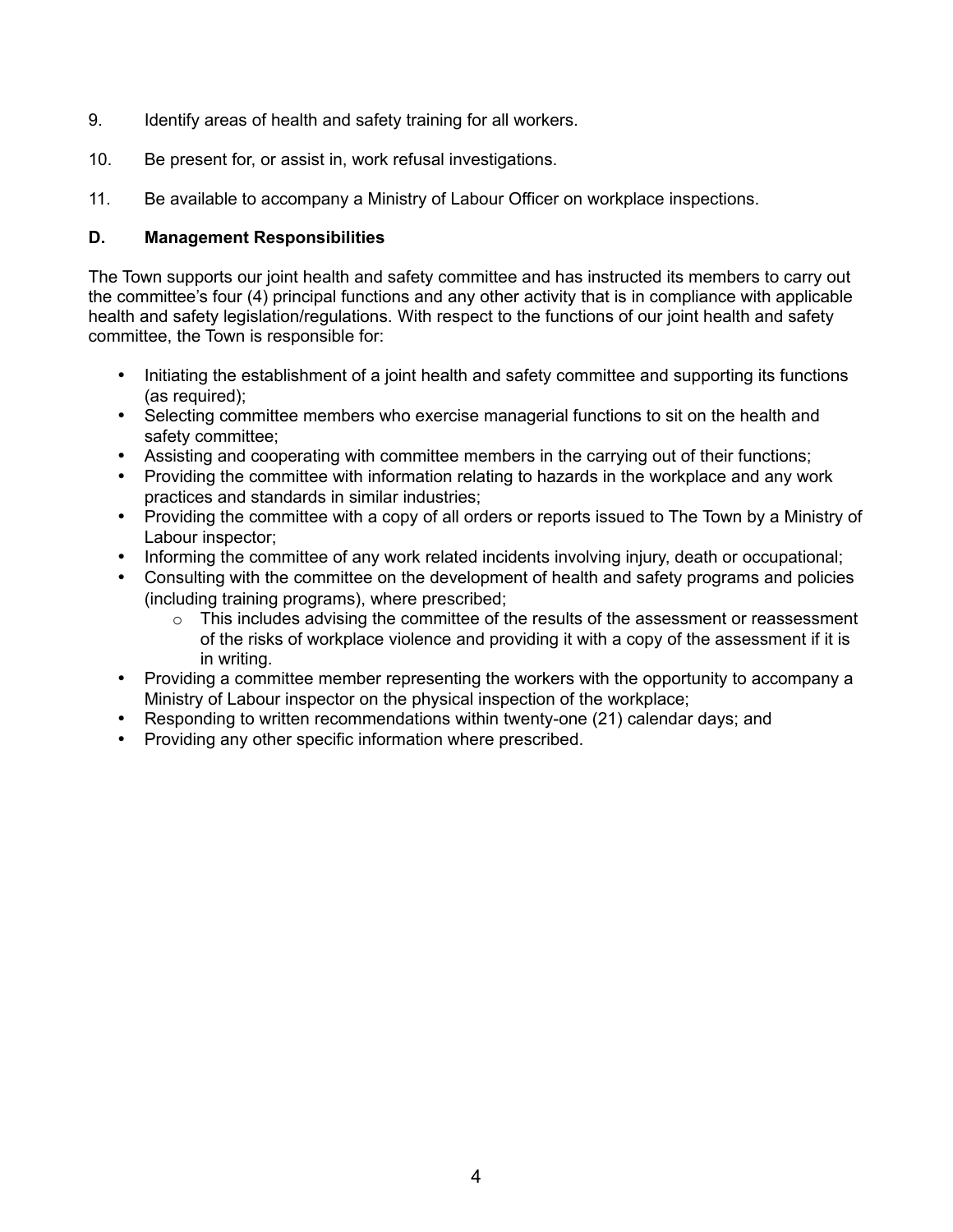9. Identify areas of health and safety training for all workers.

10. Be present for, or assist in, work refusal investigations.

11. Be available to accompany a Ministry of Labour Officer on workplace inspections.

**D. Management Responsibilities**

The Town supports our joint health and safety committee and has instructed its members to carry out the committee's four (4) principal functions and any other activity that is in compliance with applicable health and safety legislation/regulations. With respect to the functions of our joint health and safety committee, the Town is responsible for:

- Initiating the establishment of a joint health and safety committee and supporting its functions (as required);
- Selecting committee members who exercise managerial functions to sit on the health and safety committee;
- Assisting and cooperating with committee members in the carrying out of their functions;
- Providing the committee with information relating to hazards in the workplace and any work practices and standards in similar industries;
- Providing the committee with a copy of all orders or reports issued to The Town by a Ministry of Labour inspector;
- Informing the committee of any work related incidents involving injury, death or occupational;
- Consulting with the committee on the development of health and safety programs and policies (including training programs), where prescribed;
  - This includes advising the committee of the results of the assessment or reassessment of the risks of workplace violence and providing it with a copy of the assessment if it is in writing.
- Providing a committee member representing the workers with the opportunity to accompany a Ministry of Labour inspector on the physical inspection of the workplace;
- Responding to written recommendations within twenty-one (21) calendar days; and
- Providing any other specific information where prescribed.